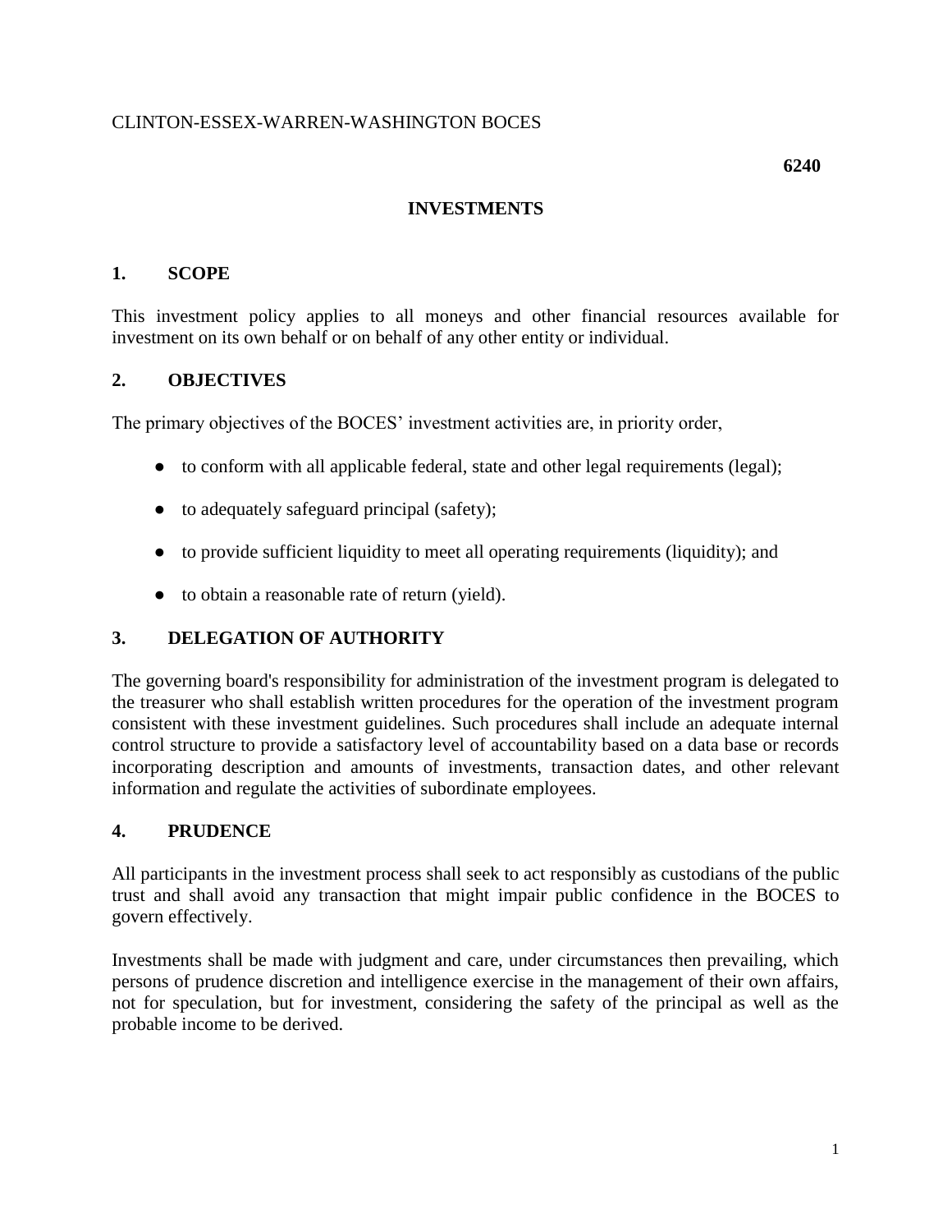CLINTON-ESSEX-WARREN-WASHINGTON BOCES

**6240**

# INVESTMENTS

## 1. SCOPE

This investment policy applies to all moneys and other financial resources available for investment on its own behalf or on behalf of any other entity or individual.

## 2. OBJECTIVES

The primary objectives of the BOCES' investment activities are, in priority order,

- to conform with all applicable federal, state and other legal requirements (legal);
- to adequately safeguard principal (safety);
- to provide sufficient liquidity to meet all operating requirements (liquidity); and
- to obtain a reasonable rate of return (yield).

## 3. DELEGATION OF AUTHORITY

The governing board's responsibility for administration of the investment program is delegated to the treasurer who shall establish written procedures for the operation of the investment program consistent with these investment guidelines. Such procedures shall include an adequate internal control structure to provide a satisfactory level of accountability based on a data base or records incorporating description and amounts of investments, transaction dates, and other relevant information and regulate the activities of subordinate employees.

## 4. PRUDENCE

All participants in the investment process shall seek to act responsibly as custodians of the public trust and shall avoid any transaction that might impair public confidence in the BOCES to govern effectively.

Investments shall be made with judgment and care, under circumstances then prevailing, which persons of prudence discretion and intelligence exercise in the management of their own affairs, not for speculation, but for investment, considering the safety of the principal as well as the probable income to be derived.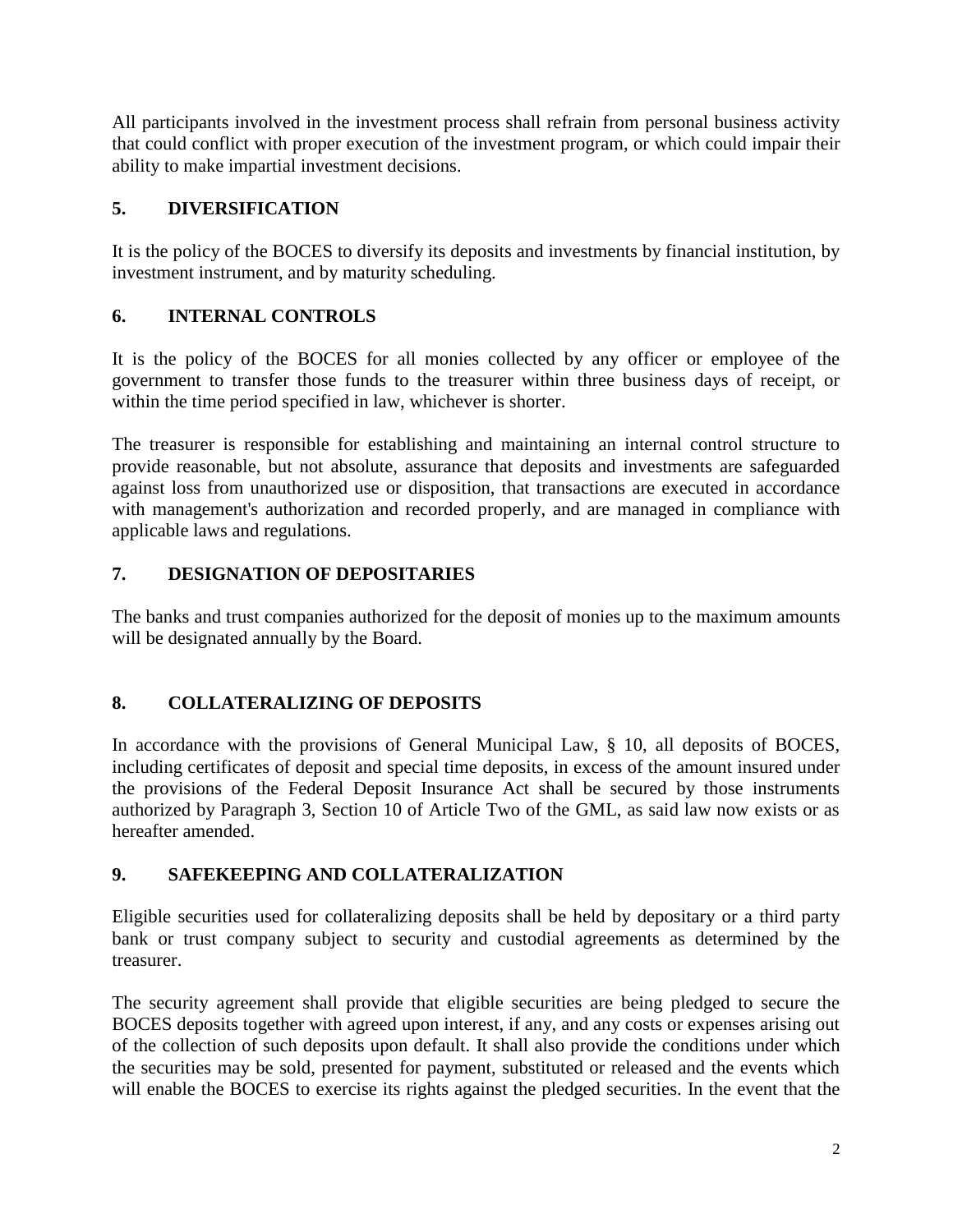All participants involved in the investment process shall refrain from personal business activity that could conflict with proper execution of the investment program, or which could impair their ability to make impartial investment decisions.

## 5. DIVERSIFICATION

It is the policy of the BOCES to diversify its deposits and investments by financial institution, by investment instrument, and by maturity scheduling.

## 6. INTERNAL CONTROLS

It is the policy of the BOCES for all monies collected by any officer or employee of the government to transfer those funds to the treasurer within three business days of receipt, or within the time period specified in law, whichever is shorter.

The treasurer is responsible for establishing and maintaining an internal control structure to provide reasonable, but not absolute, assurance that deposits and investments are safeguarded against loss from unauthorized use or disposition, that transactions are executed in accordance with management's authorization and recorded properly, and are managed in compliance with applicable laws and regulations.

## 7. DESIGNATION OF DEPOSITARIES

The banks and trust companies authorized for the deposit of monies up to the maximum amounts will be designated annually by the Board.

## 8. COLLATERALIZING OF DEPOSITS

In accordance with the provisions of General Municipal Law, § 10, all deposits of BOCES, including certificates of deposit and special time deposits, in excess of the amount insured under the provisions of the Federal Deposit Insurance Act shall be secured by those instruments authorized by Paragraph 3, Section 10 of Article Two of the GML, as said law now exists or as hereafter amended.

## 9. SAFEKEEPING AND COLLATERALIZATION

Eligible securities used for collateralizing deposits shall be held by depositary or a third party bank or trust company subject to security and custodial agreements as determined by the treasurer.

The security agreement shall provide that eligible securities are being pledged to secure the BOCES deposits together with agreed upon interest, if any, and any costs or expenses arising out of the collection of such deposits upon default. It shall also provide the conditions under which the securities may be sold, presented for payment, substituted or released and the events which will enable the BOCES to exercise its rights against the pledged securities. In the event that the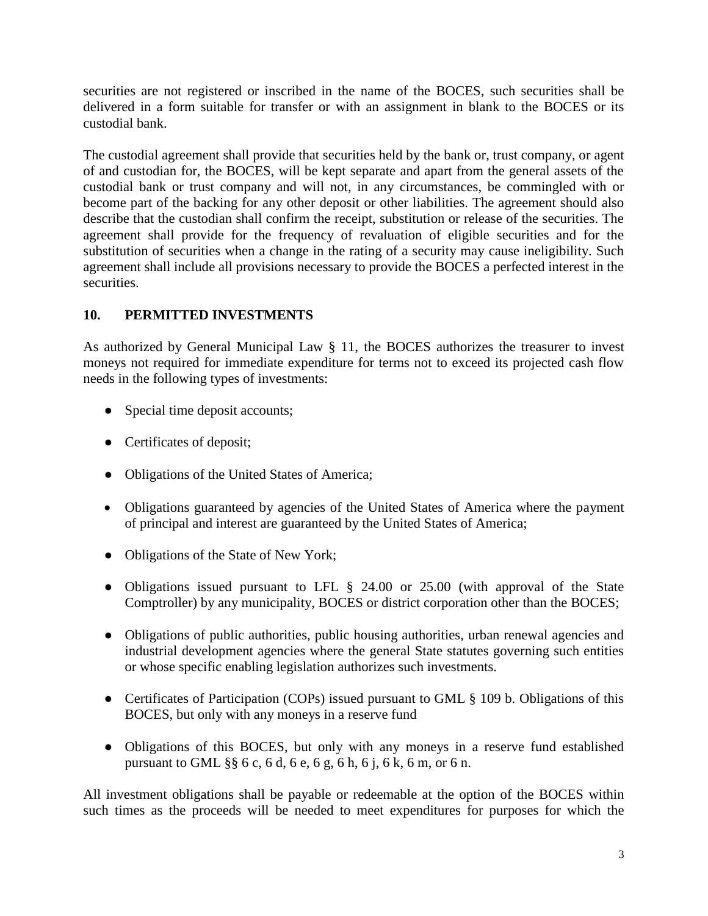securities are not registered or inscribed in the name of the BOCES, such securities shall be delivered in a form suitable for transfer or with an assignment in blank to the BOCES or its custodial bank.

The custodial agreement shall provide that securities held by the bank or, trust company, or agent of and custodian for, the BOCES, will be kept separate and apart from the general assets of the custodial bank or trust company and will not, in any circumstances, be commingled with or become part of the backing for any other deposit or other liabilities. The agreement should also describe that the custodian shall confirm the receipt, substitution or release of the securities. The agreement shall provide for the frequency of revaluation of eligible securities and for the substitution of securities when a change in the rating of a security may cause ineligibility. Such agreement shall include all provisions necessary to provide the BOCES a perfected interest in the securities.

## 10. PERMITTED INVESTMENTS

As authorized by General Municipal Law § 11, the BOCES authorizes the treasurer to invest moneys not required for immediate expenditure for terms not to exceed its projected cash flow needs in the following types of investments:

- Special time deposit accounts;
- Certificates of deposit;
- Obligations of the United States of America;
- Obligations guaranteed by agencies of the United States of America where the payment of principal and interest are guaranteed by the United States of America;
- Obligations of the State of New York;
- Obligations issued pursuant to LFL § 24.00 or 25.00 (with approval of the State Comptroller) by any municipality, BOCES or district corporation other than the BOCES;
- Obligations of public authorities, public housing authorities, urban renewal agencies and industrial development agencies where the general State statutes governing such entities or whose specific enabling legislation authorizes such investments.
- Certificates of Participation (COPs) issued pursuant to GML § 109 b. Obligations of this BOCES, but only with any moneys in a reserve fund
- Obligations of this BOCES, but only with any moneys in a reserve fund established pursuant to GML §§ 6 c, 6 d, 6 e, 6 g, 6 h, 6 j, 6 k, 6 m, or 6 n.

All investment obligations shall be payable or redeemable at the option of the BOCES within such times as the proceeds will be needed to meet expenditures for purposes for which the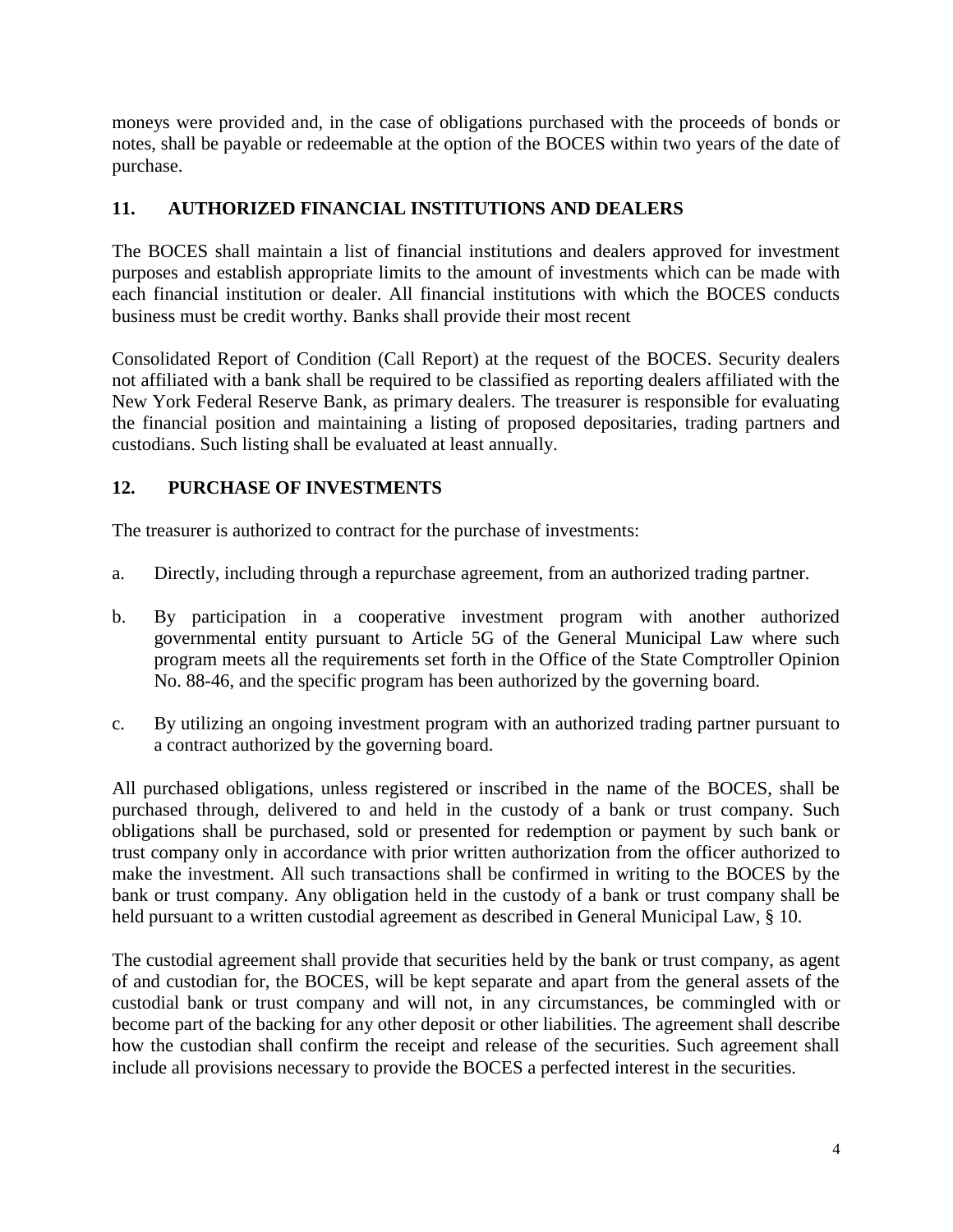moneys were provided and, in the case of obligations purchased with the proceeds of bonds or notes, shall be payable or redeemable at the option of the BOCES within two years of the date of purchase.

## 11. AUTHORIZED FINANCIAL INSTITUTIONS AND DEALERS

The BOCES shall maintain a list of financial institutions and dealers approved for investment purposes and establish appropriate limits to the amount of investments which can be made with each financial institution or dealer. All financial institutions with which the BOCES conducts business must be credit worthy. Banks shall provide their most recent

Consolidated Report of Condition (Call Report) at the request of the BOCES. Security dealers not affiliated with a bank shall be required to be classified as reporting dealers affiliated with the New York Federal Reserve Bank, as primary dealers. The treasurer is responsible for evaluating the financial position and maintaining a listing of proposed depositaries, trading partners and custodians. Such listing shall be evaluated at least annually.

## 12. PURCHASE OF INVESTMENTS

The treasurer is authorized to contract for the purchase of investments:

a. Directly, including through a repurchase agreement, from an authorized trading partner.

b. By participation in a cooperative investment program with another authorized governmental entity pursuant to Article 5G of the General Municipal Law where such program meets all the requirements set forth in the Office of the State Comptroller Opinion No. 88-46, and the specific program has been authorized by the governing board.

c. By utilizing an ongoing investment program with an authorized trading partner pursuant to a contract authorized by the governing board.

All purchased obligations, unless registered or inscribed in the name of the BOCES, shall be purchased through, delivered to and held in the custody of a bank or trust company. Such obligations shall be purchased, sold or presented for redemption or payment by such bank or trust company only in accordance with prior written authorization from the officer authorized to make the investment. All such transactions shall be confirmed in writing to the BOCES by the bank or trust company. Any obligation held in the custody of a bank or trust company shall be held pursuant to a written custodial agreement as described in General Municipal Law, § 10.

The custodial agreement shall provide that securities held by the bank or trust company, as agent of and custodian for, the BOCES, will be kept separate and apart from the general assets of the custodial bank or trust company and will not, in any circumstances, be commingled with or become part of the backing for any other deposit or other liabilities. The agreement shall describe how the custodian shall confirm the receipt and release of the securities. Such agreement shall include all provisions necessary to provide the BOCES a perfected interest in the securities.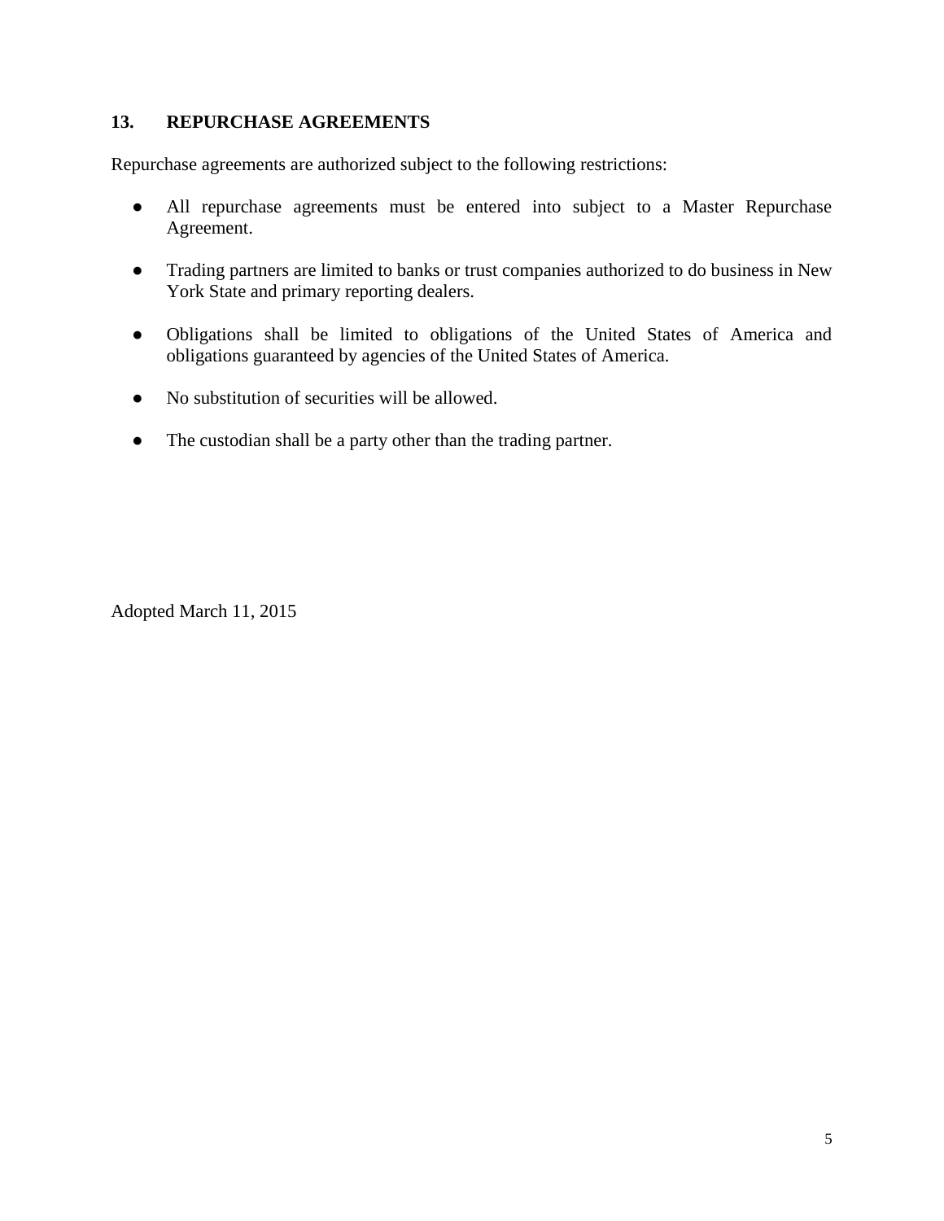## 13. REPURCHASE AGREEMENTS

Repurchase agreements are authorized subject to the following restrictions:

- All repurchase agreements must be entered into subject to a Master Repurchase Agreement.
- Trading partners are limited to banks or trust companies authorized to do business in New York State and primary reporting dealers.
- Obligations shall be limited to obligations of the United States of America and obligations guaranteed by agencies of the United States of America.
- No substitution of securities will be allowed.
- The custodian shall be a party other than the trading partner.

Adopted March 11, 2015